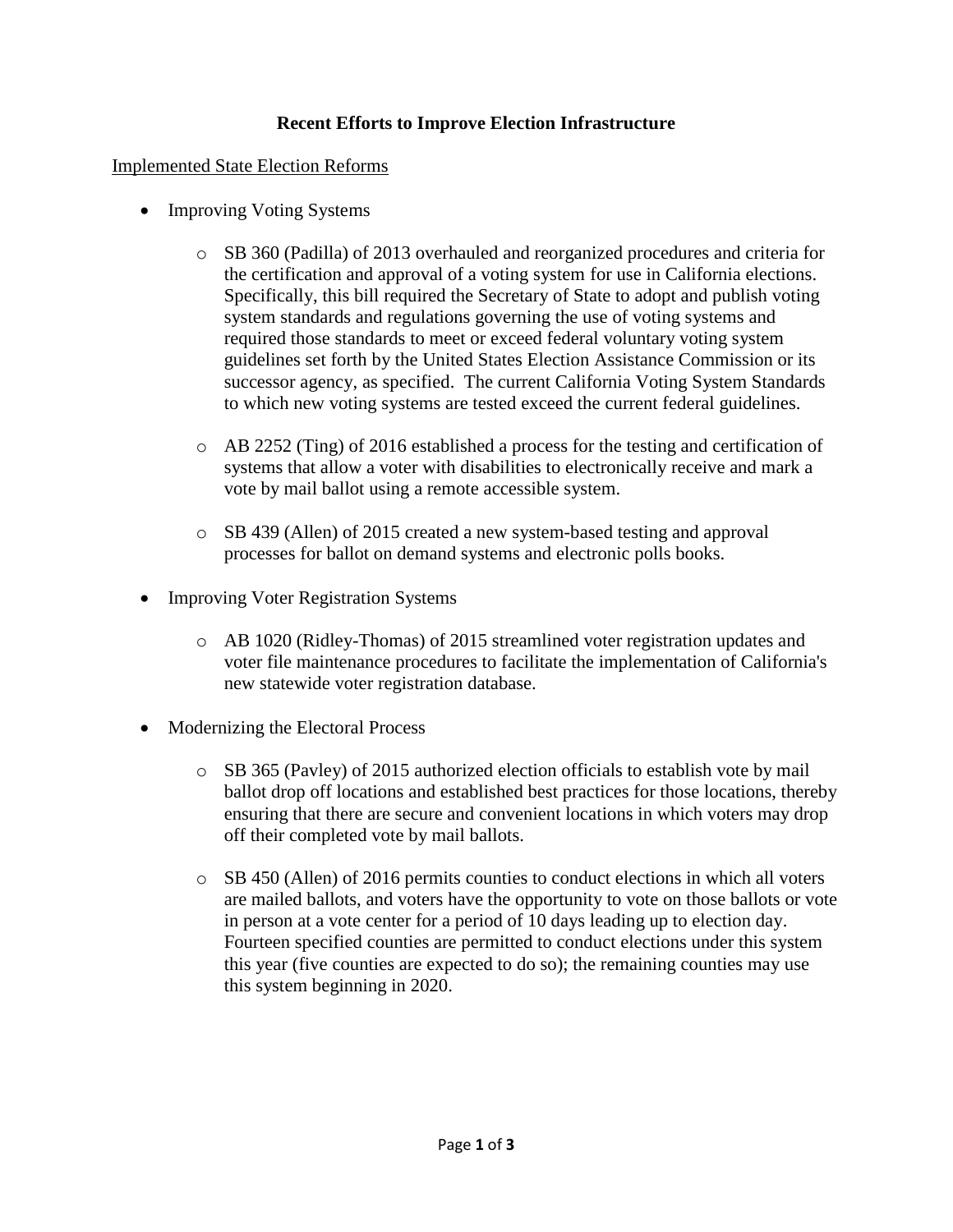**Recent Efforts to Improve Election Infrastructure**

Implemented State Election Reforms

- Improving Voting Systems

  - SB 360 (Padilla) of 2013 overhauled and reorganized procedures and criteria for the certification and approval of a voting system for use in California elections. Specifically, this bill required the Secretary of State to adopt and publish voting system standards and regulations governing the use of voting systems and required those standards to meet or exceed federal voluntary voting system guidelines set forth by the United States Election Assistance Commission or its successor agency, as specified. The current California Voting System Standards to which new voting systems are tested exceed the current federal guidelines.

  - AB 2252 (Ting) of 2016 established a process for the testing and certification of systems that allow a voter with disabilities to electronically receive and mark a vote by mail ballot using a remote accessible system.

  - SB 439 (Allen) of 2015 created a new system-based testing and approval processes for ballot on demand systems and electronic polls books.

- Improving Voter Registration Systems

  - AB 1020 (Ridley-Thomas) of 2015 streamlined voter registration updates and voter file maintenance procedures to facilitate the implementation of California's new statewide voter registration database.

- Modernizing the Electoral Process

  - SB 365 (Pavley) of 2015 authorized election officials to establish vote by mail ballot drop off locations and established best practices for those locations, thereby ensuring that there are secure and convenient locations in which voters may drop off their completed vote by mail ballots.

  - SB 450 (Allen) of 2016 permits counties to conduct elections in which all voters are mailed ballots, and voters have the opportunity to vote on those ballots or vote in person at a vote center for a period of 10 days leading up to election day. Fourteen specified counties are permitted to conduct elections under this system this year (five counties are expected to do so); the remaining counties may use this system beginning in 2020.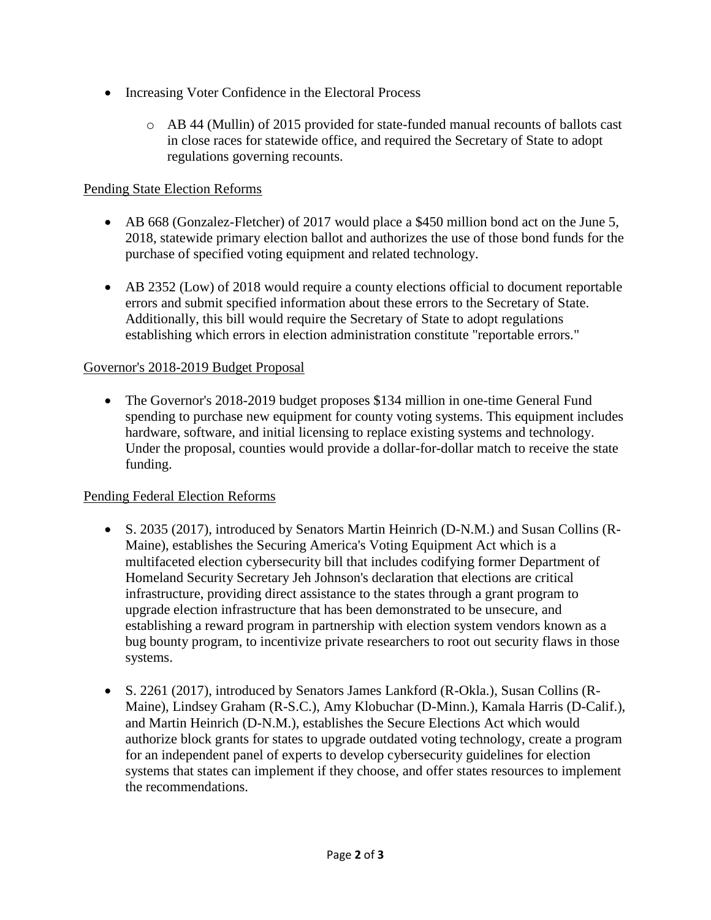- Increasing Voter Confidence in the Electoral Process
    - AB 44 (Mullin) of 2015 provided for state-funded manual recounts of ballots cast in close races for statewide office, and required the Secretary of State to adopt regulations governing recounts.

Pending State Election Reforms

- AB 668 (Gonzalez-Fletcher) of 2017 would place a $450 million bond act on the June 5, 2018, statewide primary election ballot and authorizes the use of those bond funds for the purchase of specified voting equipment and related technology.

- AB 2352 (Low) of 2018 would require a county elections official to document reportable errors and submit specified information about these errors to the Secretary of State. Additionally, this bill would require the Secretary of State to adopt regulations establishing which errors in election administration constitute "reportable errors."

Governor's 2018-2019 Budget Proposal

- The Governor's 2018-2019 budget proposes $134 million in one-time General Fund spending to purchase new equipment for county voting systems. This equipment includes hardware, software, and initial licensing to replace existing systems and technology. Under the proposal, counties would provide a dollar-for-dollar match to receive the state funding.

Pending Federal Election Reforms

- S. 2035 (2017), introduced by Senators Martin Heinrich (D-N.M.) and Susan Collins (R-Maine), establishes the Securing America's Voting Equipment Act which is a multifaceted election cybersecurity bill that includes codifying former Department of Homeland Security Secretary Jeh Johnson's declaration that elections are critical infrastructure, providing direct assistance to the states through a grant program to upgrade election infrastructure that has been demonstrated to be unsecure, and establishing a reward program in partnership with election system vendors known as a bug bounty program, to incentivize private researchers to root out security flaws in those systems.

- S. 2261 (2017), introduced by Senators James Lankford (R-Okla.), Susan Collins (R-Maine), Lindsey Graham (R-S.C.), Amy Klobuchar (D-Minn.), Kamala Harris (D-Calif.), and Martin Heinrich (D-N.M.), establishes the Secure Elections Act which would authorize block grants for states to upgrade outdated voting technology, create a program for an independent panel of experts to develop cybersecurity guidelines for election systems that states can implement if they choose, and offer states resources to implement the recommendations.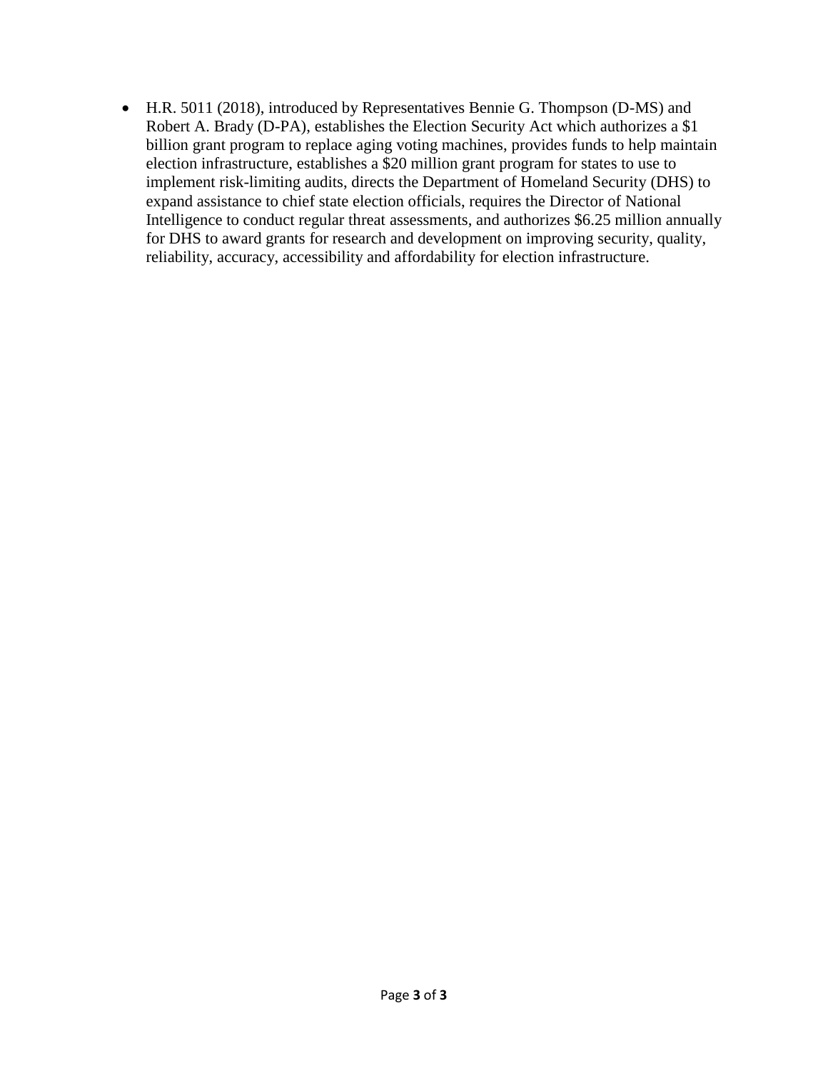- H.R. 5011 (2018), introduced by Representatives Bennie G. Thompson (D-MS) and Robert A. Brady (D-PA), establishes the Election Security Act which authorizes a $1 billion grant program to replace aging voting machines, provides funds to help maintain election infrastructure, establishes a $20 million grant program for states to use to implement risk-limiting audits, directs the Department of Homeland Security (DHS) to expand assistance to chief state election officials, requires the Director of National Intelligence to conduct regular threat assessments, and authorizes $6.25 million annually for DHS to award grants for research and development on improving security, quality, reliability, accuracy, accessibility and affordability for election infrastructure.